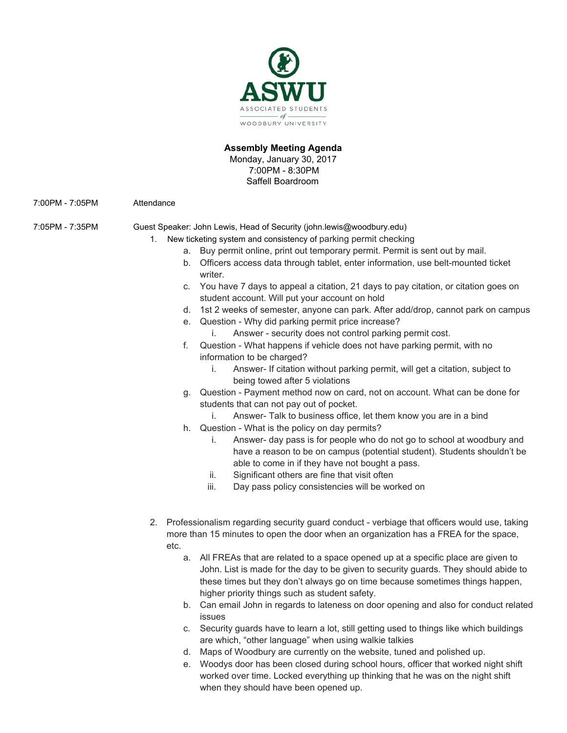ASWU

ASSOCIATED STUDENTS of WOODBURY UNIVERSITY

**Assembly Meeting Agenda**
Monday, January 30, 2017
7:00PM - 8:30PM
Saffell Boardroom

7:00PM - 7:05PM Attendance

7:05PM - 7:35PM Guest Speaker: John Lewis, Head of Security (john.lewis@woodbury.edu)

1. New ticketing system and consistency of parking permit checking
   a. Buy permit online, print out temporary permit. Permit is sent out by mail.
   b. Officers access data through tablet, enter information, use belt-mounted ticket writer.
   c. You have 7 days to appeal a citation, 21 days to pay citation, or citation goes on student account. Will put your account on hold
   d. 1st 2 weeks of semester, anyone can park. After add/drop, cannot park on campus
   e. Question - Why did parking permit price increase?
      i. Answer - security does not control parking permit cost.
   f. Question - What happens if vehicle does not have parking permit, with no information to be charged?
      i. Answer- If citation without parking permit, will get a citation, subject to being towed after 5 violations
   g. Question - Payment method now on card, not on account. What can be done for students that can not pay out of pocket.
      i. Answer- Talk to business office, let them know you are in a bind
   h. Question - What is the policy on day permits?
      i. Answer- day pass is for people who do not go to school at woodbury and have a reason to be on campus (potential student). Students shouldn't be able to come in if they have not bought a pass.
      ii. Significant others are fine that visit often
      iii. Day pass policy consistencies will be worked on

2. Professionalism regarding security guard conduct - verbiage that officers would use, taking more than 15 minutes to open the door when an organization has a FREA for the space, etc.
   a. All FREAs that are related to a space opened up at a specific place are given to John. List is made for the day to be given to security guards. They should abide to these times but they don't always go on time because sometimes things happen, higher priority things such as student safety.
   b. Can email John in regards to lateness on door opening and also for conduct related issues
   c. Security guards have to learn a lot, still getting used to things like which buildings are which, "other language" when using walkie talkies
   d. Maps of Woodbury are currently on the website, tuned and polished up.
   e. Woodys door has been closed during school hours, officer that worked night shift worked over time. Locked everything up thinking that he was on the night shift when they should have been opened up.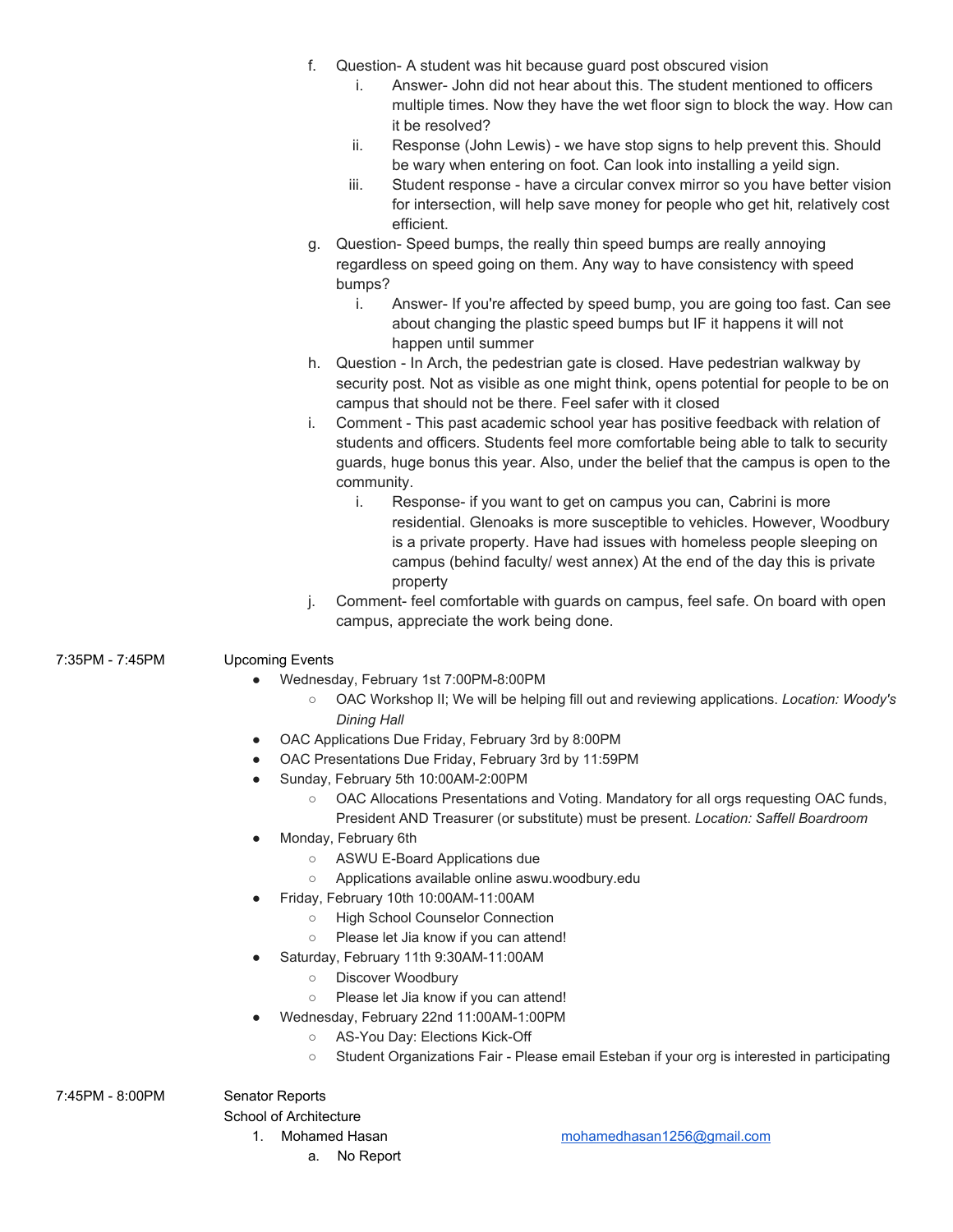f. Question- A student was hit because guard post obscured vision
    i. Answer- John did not hear about this. The student mentioned to officers multiple times. Now they have the wet floor sign to block the way. How can it be resolved?
    ii. Response (John Lewis) - we have stop signs to help prevent this. Should be wary when entering on foot. Can look into installing a yeild sign.
    iii. Student response - have a circular convex mirror so you have better vision for intersection, will help save money for people who get hit, relatively cost efficient.

g. Question- Speed bumps, the really thin speed bumps are really annoying regardless on speed going on them. Any way to have consistency with speed bumps?
    i. Answer- If you're affected by speed bump, you are going too fast. Can see about changing the plastic speed bumps but IF it happens it will not happen until summer

h. Question - In Arch, the pedestrian gate is closed. Have pedestrian walkway by security post. Not as visible as one might think, opens potential for people to be on campus that should not be there. Feel safer with it closed

i. Comment - This past academic school year has positive feedback with relation of students and officers. Students feel more comfortable being able to talk to security guards, huge bonus this year. Also, under the belief that the campus is open to the community.
    i. Response- if you want to get on campus you can, Cabrini is more residential. Glenoaks is more susceptible to vehicles. However, Woodbury is a private property. Have had issues with homeless people sleeping on campus (behind faculty/ west annex) At the end of the day this is private property

j. Comment- feel comfortable with guards on campus, feel safe. On board with open campus, appreciate the work being done.

7:35PM - 7:45PM Upcoming Events

- Wednesday, February 1st 7:00PM-8:00PM
    - OAC Workshop II; We will be helping fill out and reviewing applications. *Location: Woody's Dining Hall*
- OAC Applications Due Friday, February 3rd by 8:00PM
- OAC Presentations Due Friday, February 3rd by 11:59PM
- Sunday, February 5th 10:00AM-2:00PM
    - OAC Allocations Presentations and Voting. Mandatory for all orgs requesting OAC funds, President AND Treasurer (or substitute) must be present. *Location: Saffell Boardroom*
- Monday, February 6th
    - ASWU E-Board Applications due
    - Applications available online aswu.woodbury.edu
- Friday, February 10th 10:00AM-11:00AM
    - High School Counselor Connection
    - Please let Jia know if you can attend!
- Saturday, February 11th 9:30AM-11:00AM
    - Discover Woodbury
    - Please let Jia know if you can attend!
- Wednesday, February 22nd 11:00AM-1:00PM
    - AS-You Day: Elections Kick-Off
    - Student Organizations Fair - Please email Esteban if your org is interested in participating

7:45PM - 8:00PM Senator Reports

School of Architecture

1. Mohamed Hasan mohamedhasan1256@gmail.com
    a. No Report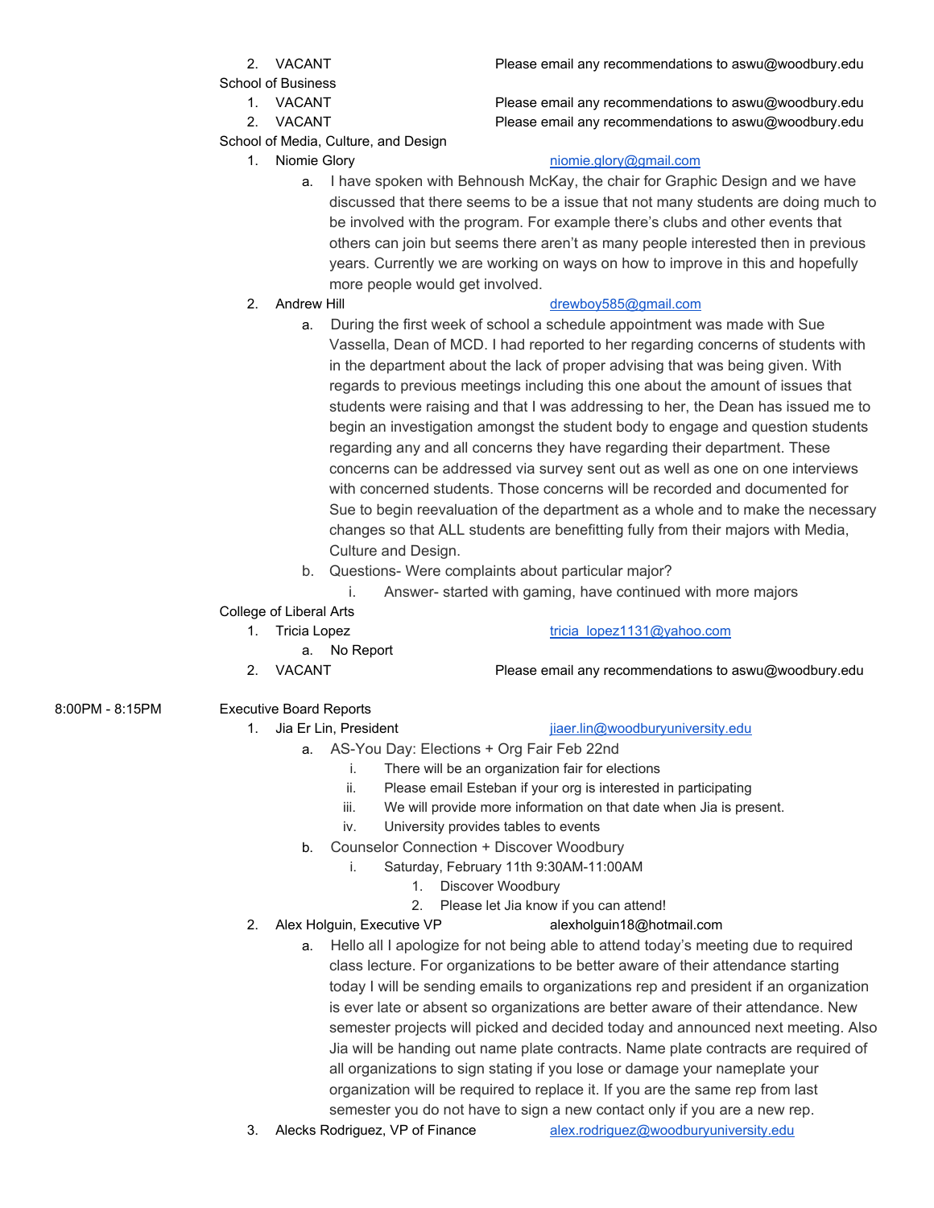2. VACANT Please email any recommendations to aswu@woodbury.edu

School of Business

1. VACANT Please email any recommendations to aswu@woodbury.edu
2. VACANT Please email any recommendations to aswu@woodbury.edu

School of Media, Culture, and Design

1. Niomie Glory niomie.glory@gmail.com
   a. I have spoken with Behnoush McKay, the chair for Graphic Design and we have discussed that there seems to be a issue that not many students are doing much to be involved with the program. For example there's clubs and other events that others can join but seems there aren't as many people interested then in previous years. Currently we are working on ways on how to improve in this and hopefully more people would get involved.
2. Andrew Hill drewboy585@gmail.com
   a. During the first week of school a schedule appointment was made with Sue Vassella, Dean of MCD. I had reported to her regarding concerns of students with in the department about the lack of proper advising that was being given. With regards to previous meetings including this one about the amount of issues that students were raising and that I was addressing to her, the Dean has issued me to begin an investigation amongst the student body to engage and question students regarding any and all concerns they have regarding their department. These concerns can be addressed via survey sent out as well as one on one interviews with concerned students. Those concerns will be recorded and documented for Sue to begin reevaluation of the department as a whole and to make the necessary changes so that ALL students are benefitting fully from their majors with Media, Culture and Design.
   b. Questions- Were complaints about particular major?
      i. Answer- started with gaming, have continued with more majors

College of Liberal Arts

1. Tricia Lopez tricia_lopez1131@yahoo.com
   a. No Report
2. VACANT Please email any recommendations to aswu@woodbury.edu

8:00PM - 8:15PM Executive Board Reports

1. Jia Er Lin, President jiaer.lin@woodburyuniversity.edu
   a. AS-You Day: Elections + Org Fair Feb 22nd
      i. There will be an organization fair for elections
      ii. Please email Esteban if your org is interested in participating
      iii. We will provide more information on that date when Jia is present.
      iv. University provides tables to events
   b. Counselor Connection + Discover Woodbury
      i. Saturday, February 11th 9:30AM-11:00AM
         1. Discover Woodbury
         2. Please let Jia know if you can attend!
2. Alex Holguin, Executive VP alexholguin18@hotmail.com
   a. Hello all I apologize for not being able to attend today's meeting due to required class lecture. For organizations to be better aware of their attendance starting today I will be sending emails to organizations rep and president if an organization is ever late or absent so organizations are better aware of their attendance. New semester projects will picked and decided today and announced next meeting. Also Jia will be handing out name plate contracts. Name plate contracts are required of all organizations to sign stating if you lose or damage your nameplate your organization will be required to replace it. If you are the same rep from last semester you do not have to sign a new contact only if you are a new rep.
3. Alecks Rodriguez, VP of Finance alex.rodriguez@woodburyuniversity.edu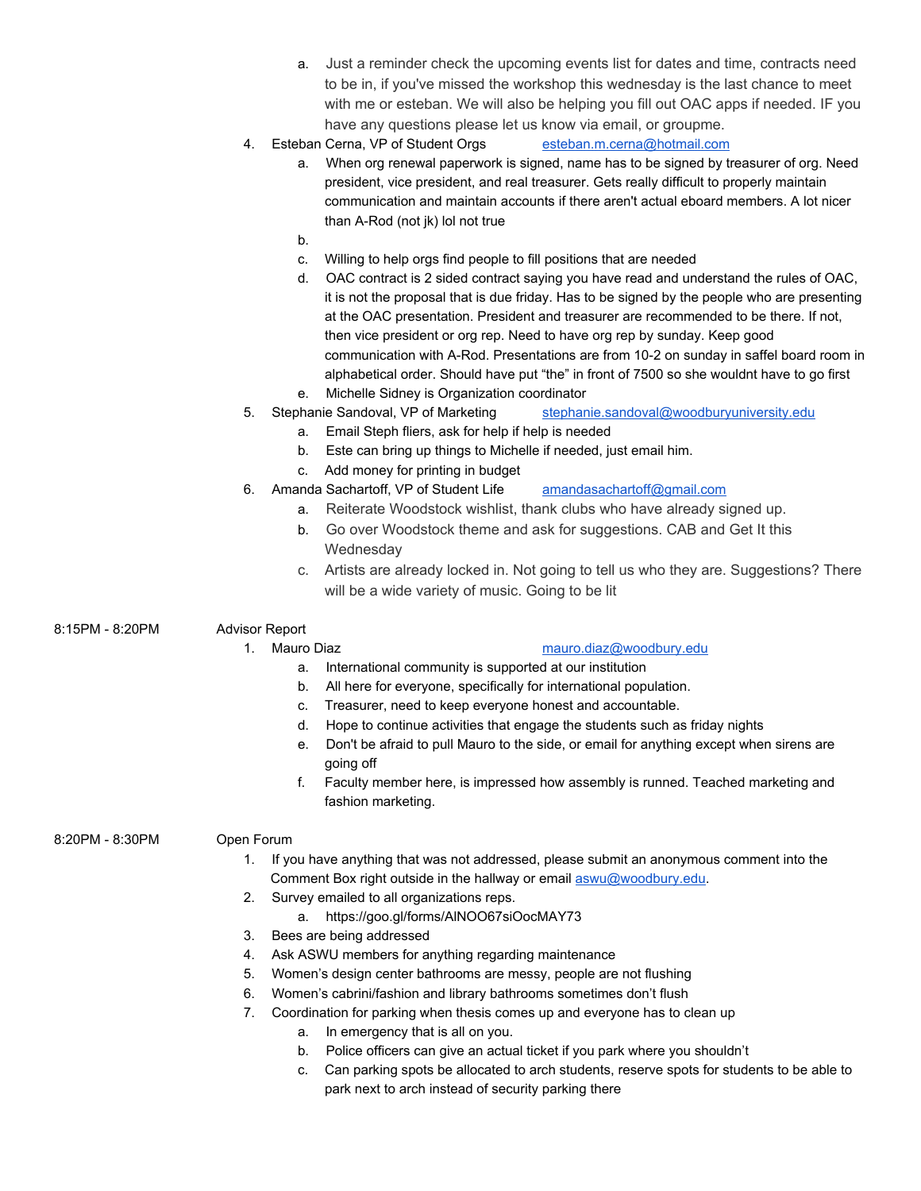a. Just a reminder check the upcoming events list for dates and time, contracts need to be in, if you've missed the workshop this wednesday is the last chance to meet with me or esteban. We will also be helping you fill out OAC apps if needed. IF you have any questions please let us know via email, or groupme.

4. Esteban Cerna, VP of Student Orgs esteban.m.cerna@hotmail.com
   a. When org renewal paperwork is signed, name has to be signed by treasurer of org. Need president, vice president, and real treasurer. Gets really difficult to properly maintain communication and maintain accounts if there aren't actual eboard members. A lot nicer than A-Rod (not jk) lol not true
   b.
   c. Willing to help orgs find people to fill positions that are needed
   d. OAC contract is 2 sided contract saying you have read and understand the rules of OAC, it is not the proposal that is due friday. Has to be signed by the people who are presenting at the OAC presentation. President and treasurer are recommended to be there. If not, then vice president or org rep. Need to have org rep by sunday. Keep good communication with A-Rod. Presentations are from 10-2 on sunday in saffel board room in alphabetical order. Should have put "the" in front of 7500 so she wouldnt have to go first
   e. Michelle Sidney is Organization coordinator
5. Stephanie Sandoval, VP of Marketing stephanie.sandoval@woodburyuniversity.edu
   a. Email Steph fliers, ask for help if help is needed
   b. Este can bring up things to Michelle if needed, just email him.
   c. Add money for printing in budget
6. Amanda Sachartoff, VP of Student Life amandasachartoff@gmail.com
   a. Reiterate Woodstock wishlist, thank clubs who have already signed up.
   b. Go over Woodstock theme and ask for suggestions. CAB and Get It this Wednesday
   c. Artists are already locked in. Not going to tell us who they are. Suggestions? There will be a wide variety of music. Going to be lit

8:15PM - 8:20PM Advisor Report

1. Mauro Diaz mauro.diaz@woodbury.edu
   a. International community is supported at our institution
   b. All here for everyone, specifically for international population.
   c. Treasurer, need to keep everyone honest and accountable.
   d. Hope to continue activities that engage the students such as friday nights
   e. Don't be afraid to pull Mauro to the side, or email for anything except when sirens are going off
   f. Faculty member here, is impressed how assembly is runned. Teached marketing and fashion marketing.

8:20PM - 8:30PM Open Forum

1. If you have anything that was not addressed, please submit an anonymous comment into the Comment Box right outside in the hallway or email aswu@woodbury.edu.
2. Survey emailed to all organizations reps.
   a. https://goo.gl/forms/AlNOO67siOocMAY73
3. Bees are being addressed
4. Ask ASWU members for anything regarding maintenance
5. Women's design center bathrooms are messy, people are not flushing
6. Women's cabrini/fashion and library bathrooms sometimes don't flush
7. Coordination for parking when thesis comes up and everyone has to clean up
   a. In emergency that is all on you.
   b. Police officers can give an actual ticket if you park where you shouldn't
   c. Can parking spots be allocated to arch students, reserve spots for students to be able to park next to arch instead of security parking there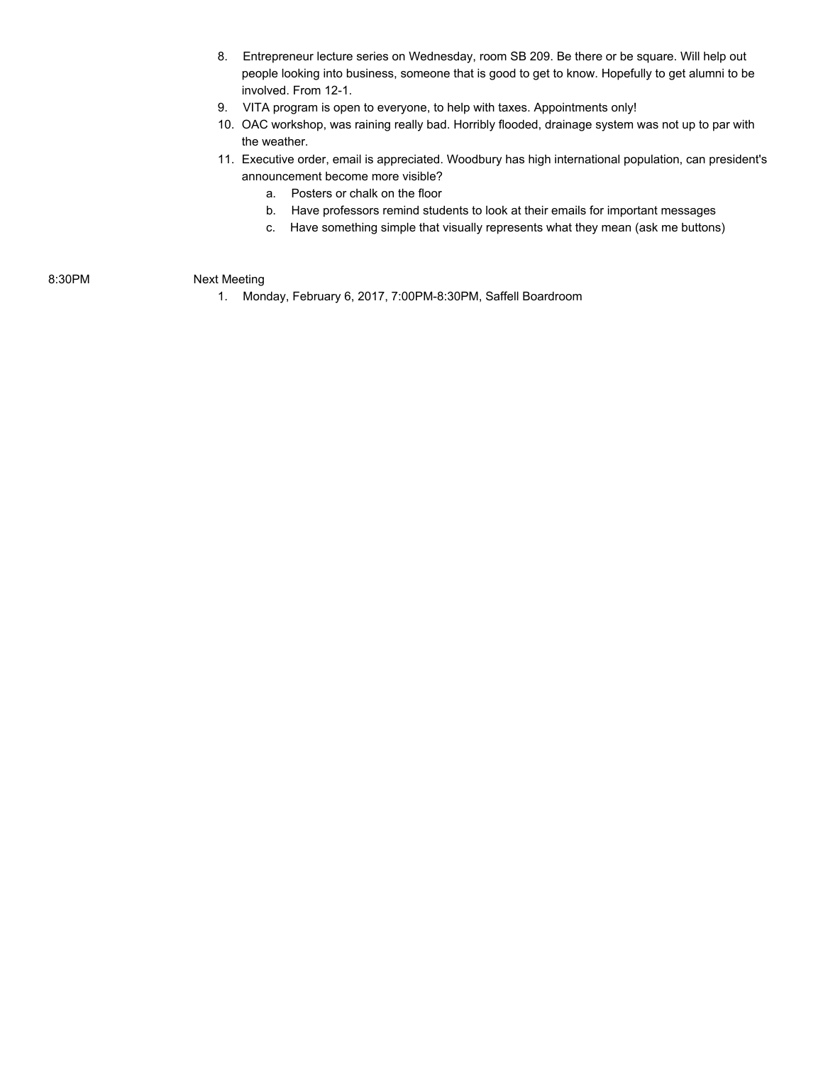8. Entrepreneur lecture series on Wednesday, room SB 209. Be there or be square. Will help out people looking into business, someone that is good to get to know. Hopefully to get alumni to be involved. From 12-1.
9. VITA program is open to everyone, to help with taxes. Appointments only!
10. OAC workshop, was raining really bad. Horribly flooded, drainage system was not up to par with the weather.
11. Executive order, email is appreciated. Woodbury has high international population, can president's announcement become more visible?
    a. Posters or chalk on the floor
    b. Have professors remind students to look at their emails for important messages
    c. Have something simple that visually represents what they mean (ask me buttons)

8:30PM Next Meeting

1. Monday, February 6, 2017, 7:00PM-8:30PM, Saffell Boardroom